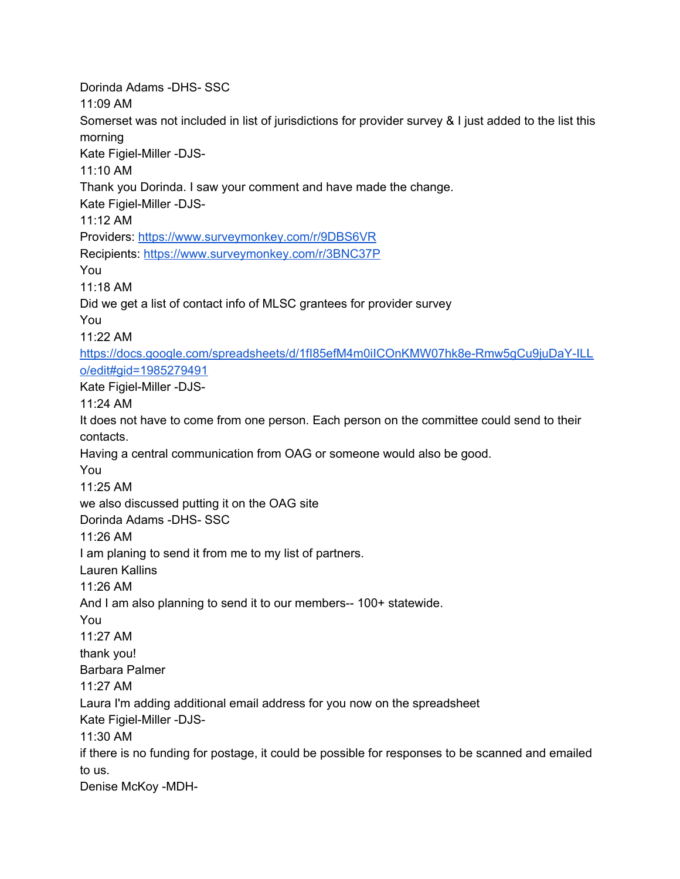Dorinda Adams -DHS- SSC

11:09 AM

Somerset was not included in list of jurisdictions for provider survey & I just added to the list this morning

Kate Figiel-Miller -DJS-

11:10 AM

Thank you Dorinda. I saw your comment and have made the change.

Kate Figiel-Miller -DJS-

11:12 AM

Providers: https://www.surveymonkey.com/r/9DBS6VR

Recipients: https://www.surveymonkey.com/r/3BNC37P

You

11:18 AM

Did we get a list of contact info of MLSC grantees for provider survey

You

11:22 AM

https://docs.google.com/spreadsheets/d/1fI85efM4m0iICOnKMW07hk8e-Rmw5gCu9juDaY-ILLo/edit#gid=1985279491

Kate Figiel-Miller -DJS-

11:24 AM

It does not have to come from one person. Each person on the committee could send to their contacts.

Having a central communication from OAG or someone would also be good.

You

11:25 AM

we also discussed putting it on the OAG site

Dorinda Adams -DHS- SSC

11:26 AM

I am planing to send it from me to my list of partners.

Lauren Kallins

11:26 AM

And I am also planning to send it to our members-- 100+ statewide.

You

11:27 AM

thank you!

Barbara Palmer

11:27 AM

Laura I'm adding additional email address for you now on the spreadsheet

Kate Figiel-Miller -DJS-

11:30 AM

if there is no funding for postage, it could be possible for responses to be scanned and emailed to us.

Denise McKoy -MDH-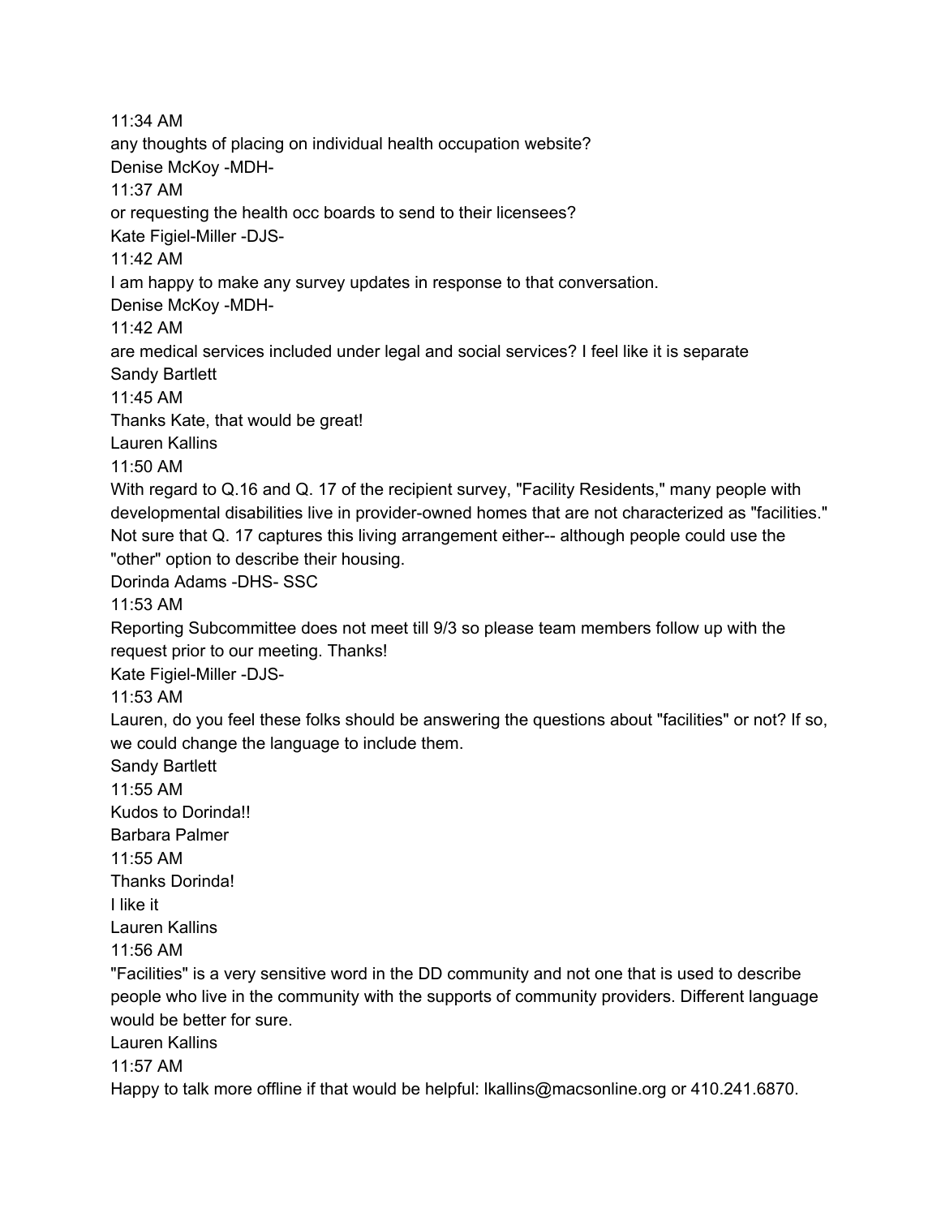11:34 AM

any thoughts of placing on individual health occupation website?

Denise McKoy -MDH-

11:37 AM

or requesting the health occ boards to send to their licensees?

Kate Figiel-Miller -DJS-

11:42 AM

I am happy to make any survey updates in response to that conversation.

Denise McKoy -MDH-

11:42 AM

are medical services included under legal and social services? I feel like it is separate

Sandy Bartlett

11:45 AM

Thanks Kate, that would be great!

Lauren Kallins

11:50 AM

With regard to Q.16 and Q. 17 of the recipient survey, "Facility Residents," many people with developmental disabilities live in provider-owned homes that are not characterized as "facilities." Not sure that Q. 17 captures this living arrangement either-- although people could use the "other" option to describe their housing.

Dorinda Adams -DHS- SSC

11:53 AM

Reporting Subcommittee does not meet till 9/3 so please team members follow up with the request prior to our meeting. Thanks!

Kate Figiel-Miller -DJS-

11:53 AM

Lauren, do you feel these folks should be answering the questions about "facilities" or not? If so, we could change the language to include them.

Sandy Bartlett

11:55 AM

Kudos to Dorinda!!

Barbara Palmer

11:55 AM

Thanks Dorinda!

I like it

Lauren Kallins

11:56 AM

"Facilities" is a very sensitive word in the DD community and not one that is used to describe people who live in the community with the supports of community providers. Different language would be better for sure.

Lauren Kallins

11:57 AM

Happy to talk more offline if that would be helpful: lkallins@macsonline.org or 410.241.6870.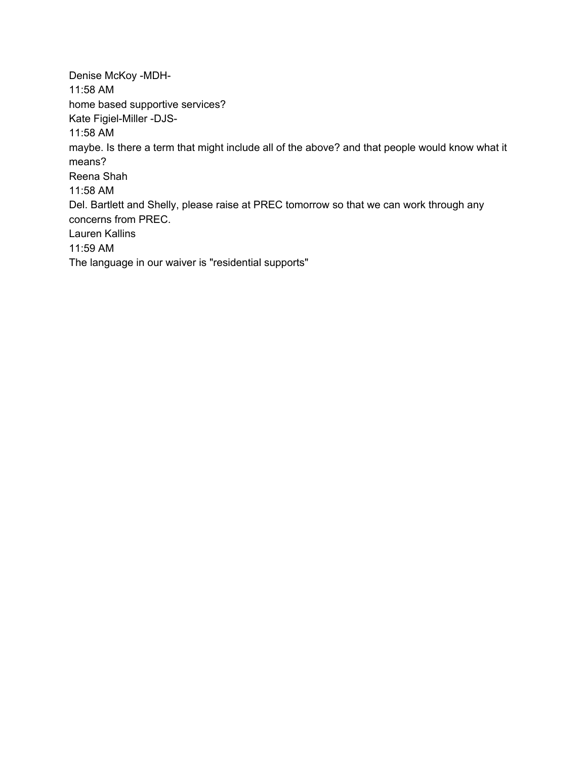Denise McKoy -MDH-
11:58 AM
home based supportive services?
Kate Figiel-Miller -DJS-
11:58 AM
maybe. Is there a term that might include all of the above? and that people would know what it means?
Reena Shah
11:58 AM
Del. Bartlett and Shelly, please raise at PREC tomorrow so that we can work through any concerns from PREC.
Lauren Kallins
11:59 AM
The language in our waiver is "residential supports"